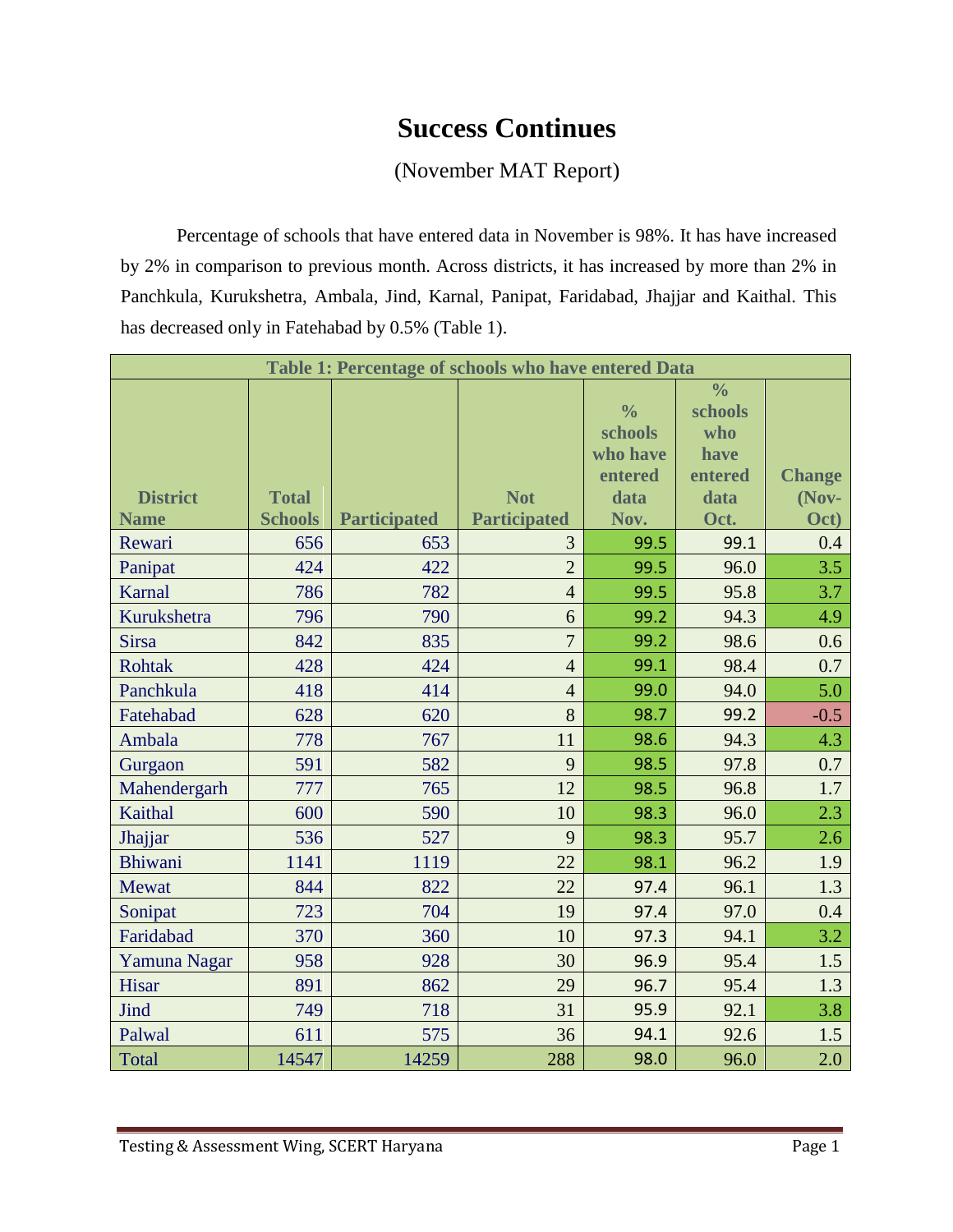# Success Continues

(November MAT Report)

Percentage of schools that have entered data in November is 98%. It has have increased by 2% in comparison to previous month. Across districts, it has increased by more than 2% in Panchkula, Kurukshetra, Ambala, Jind, Karnal, Panipat, Faridabad, Jhajjar and Kaithal. This has decreased only in Fatehabad by 0.5% (Table 1).

| Table 1: Percentage of schools who have entered Data | | | | | | |
|---|---|---|---|---|---|---|
| District Name | Total Schools | Participated | Not Participated | % schools who have entered data Nov. | % schools who have entered data Oct. | Change (Nov-Oct) |
| Rewari | 656 | 653 | 3 | 99.5 | 99.1 | 0.4 |
| Panipat | 424 | 422 | 2 | 99.5 | 96.0 | 3.5 |
| Karnal | 786 | 782 | 4 | 99.5 | 95.8 | 3.7 |
| Kurukshetra | 796 | 790 | 6 | 99.2 | 94.3 | 4.9 |
| Sirsa | 842 | 835 | 7 | 99.2 | 98.6 | 0.6 |
| Rohtak | 428 | 424 | 4 | 99.1 | 98.4 | 0.7 |
| Panchkula | 418 | 414 | 4 | 99.0 | 94.0 | 5.0 |
| Fatehabad | 628 | 620 | 8 | 98.7 | 99.2 | -0.5 |
| Ambala | 778 | 767 | 11 | 98.6 | 94.3 | 4.3 |
| Gurgaon | 591 | 582 | 9 | 98.5 | 97.8 | 0.7 |
| Mahendergarh | 777 | 765 | 12 | 98.5 | 96.8 | 1.7 |
| Kaithal | 600 | 590 | 10 | 98.3 | 96.0 | 2.3 |
| Jhajjar | 536 | 527 | 9 | 98.3 | 95.7 | 2.6 |
| Bhiwani | 1141 | 1119 | 22 | 98.1 | 96.2 | 1.9 |
| Mewat | 844 | 822 | 22 | 97.4 | 96.1 | 1.3 |
| Sonipat | 723 | 704 | 19 | 97.4 | 97.0 | 0.4 |
| Faridabad | 370 | 360 | 10 | 97.3 | 94.1 | 3.2 |
| Yamuna Nagar | 958 | 928 | 30 | 96.9 | 95.4 | 1.5 |
| Hisar | 891 | 862 | 29 | 96.7 | 95.4 | 1.3 |
| Jind | 749 | 718 | 31 | 95.9 | 92.1 | 3.8 |
| Palwal | 611 | 575 | 36 | 94.1 | 92.6 | 1.5 |
| Total | 14547 | 14259 | 288 | 98.0 | 96.0 | 2.0 |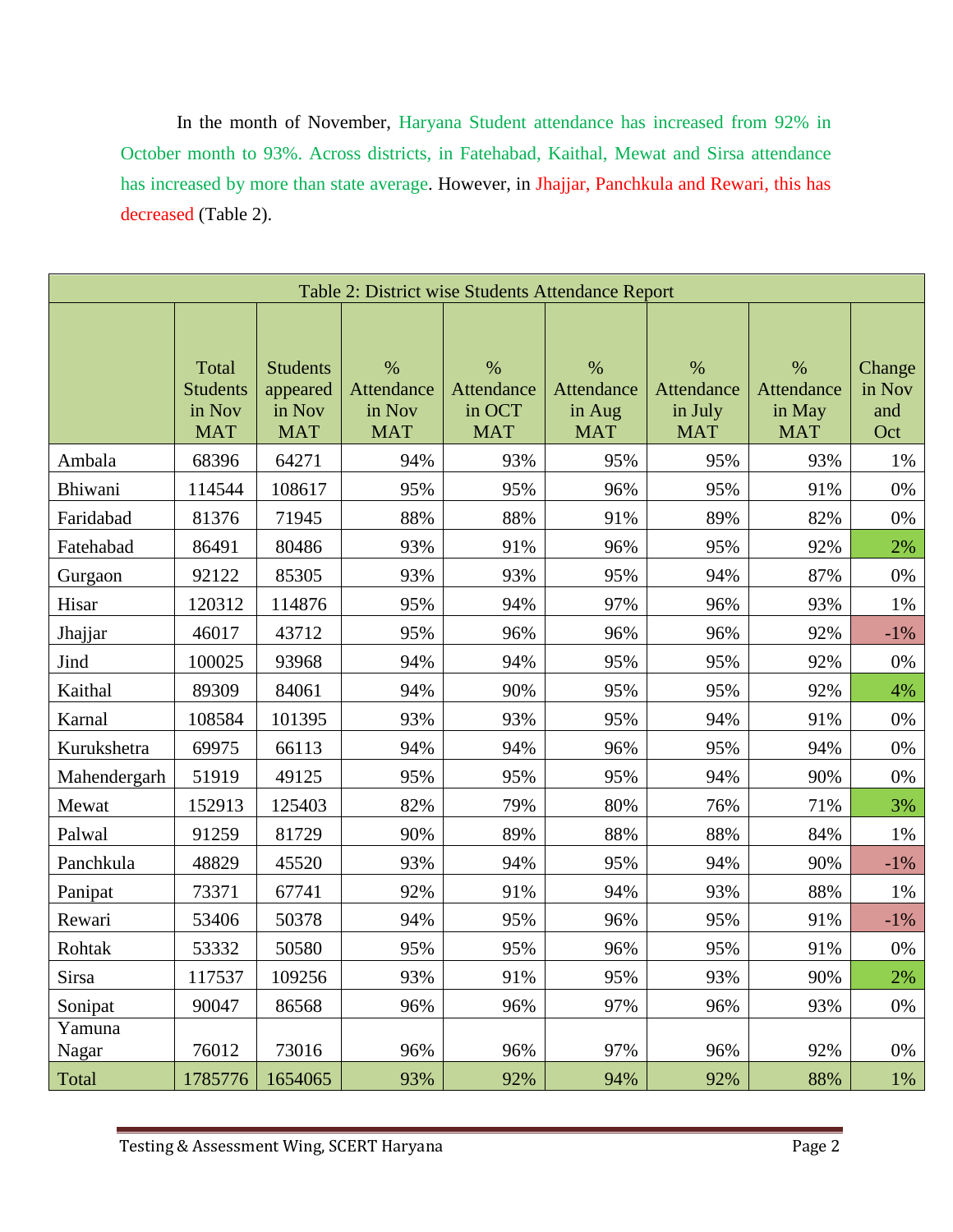In the month of November, Haryana Student attendance has increased from 92% in October month to 93%. Across districts, in Fatehabad, Kaithal, Mewat and Sirsa attendance has increased by more than state average. However, in Jhajjar, Panchkula and Rewari, this has decreased (Table 2).

Table 2: District wise Students Attendance Report

| | Total Students in Nov MAT | Students appeared in Nov MAT | % Attendance in Nov MAT | % Attendance in OCT MAT | % Attendance in Aug MAT | % Attendance in July MAT | % Attendance in May MAT | Change in Nov and Oct |
|---|---|---|---|---|---|---|---|---|
| Ambala | 68396 | 64271 | 94% | 93% | 95% | 95% | 93% | 1% |
| Bhiwani | 114544 | 108617 | 95% | 95% | 96% | 95% | 91% | 0% |
| Faridabad | 81376 | 71945 | 88% | 88% | 91% | 89% | 82% | 0% |
| Fatehabad | 86491 | 80486 | 93% | 91% | 96% | 95% | 92% | 2% |
| Gurgaon | 92122 | 85305 | 93% | 93% | 95% | 94% | 87% | 0% |
| Hisar | 120312 | 114876 | 95% | 94% | 97% | 96% | 93% | 1% |
| Jhajjar | 46017 | 43712 | 95% | 96% | 96% | 96% | 92% | -1% |
| Jind | 100025 | 93968 | 94% | 94% | 95% | 95% | 92% | 0% |
| Kaithal | 89309 | 84061 | 94% | 90% | 95% | 95% | 92% | 4% |
| Karnal | 108584 | 101395 | 93% | 93% | 95% | 94% | 91% | 0% |
| Kurukshetra | 69975 | 66113 | 94% | 94% | 96% | 95% | 94% | 0% |
| Mahendergarh | 51919 | 49125 | 95% | 95% | 95% | 94% | 90% | 0% |
| Mewat | 152913 | 125403 | 82% | 79% | 80% | 76% | 71% | 3% |
| Palwal | 91259 | 81729 | 90% | 89% | 88% | 88% | 84% | 1% |
| Panchkula | 48829 | 45520 | 93% | 94% | 95% | 94% | 90% | -1% |
| Panipat | 73371 | 67741 | 92% | 91% | 94% | 93% | 88% | 1% |
| Rewari | 53406 | 50378 | 94% | 95% | 96% | 95% | 91% | -1% |
| Rohtak | 53332 | 50580 | 95% | 95% | 96% | 95% | 91% | 0% |
| Sirsa | 117537 | 109256 | 93% | 91% | 95% | 93% | 90% | 2% |
| Sonipat | 90047 | 86568 | 96% | 96% | 97% | 96% | 93% | 0% |
| Yamuna Nagar | 76012 | 73016 | 96% | 96% | 97% | 96% | 92% | 0% |
| Total | 1785776 | 1654065 | 93% | 92% | 94% | 92% | 88% | 1% |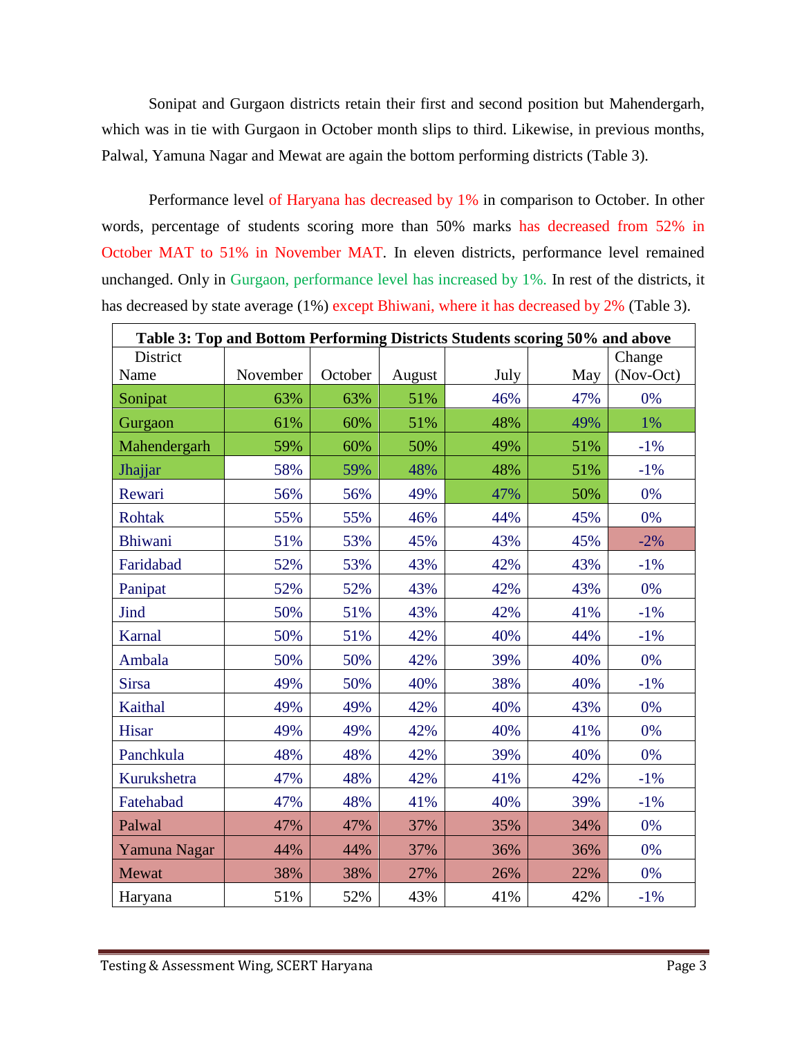Sonipat and Gurgaon districts retain their first and second position but Mahendergarh, which was in tie with Gurgaon in October month slips to third. Likewise, in previous months, Palwal, Yamuna Nagar and Mewat are again the bottom performing districts (Table 3).

Performance level of Haryana has decreased by 1% in comparison to October. In other words, percentage of students scoring more than 50% marks has decreased from 52% in October MAT to 51% in November MAT. In eleven districts, performance level remained unchanged. Only in Gurgaon, performance level has increased by 1%. In rest of the districts, it has decreased by state average (1%) except Bhiwani, where it has decreased by 2% (Table 3).

**Table 3: Top and Bottom Performing Districts Students scoring 50% and above**

| District Name | November | October | August | July | May | Change (Nov-Oct) |
|---|---|---|---|---|---|---|
| Sonipat | 63% | 63% | 51% | 46% | 47% | 0% |
| Gurgaon | 61% | 60% | 51% | 48% | 49% | 1% |
| Mahendergarh | 59% | 60% | 50% | 49% | 51% | -1% |
| Jhajjar | 58% | 59% | 48% | 48% | 51% | -1% |
| Rewari | 56% | 56% | 49% | 47% | 50% | 0% |
| Rohtak | 55% | 55% | 46% | 44% | 45% | 0% |
| Bhiwani | 51% | 53% | 45% | 43% | 45% | -2% |
| Faridabad | 52% | 53% | 43% | 42% | 43% | -1% |
| Panipat | 52% | 52% | 43% | 42% | 43% | 0% |
| Jind | 50% | 51% | 43% | 42% | 41% | -1% |
| Karnal | 50% | 51% | 42% | 40% | 44% | -1% |
| Ambala | 50% | 50% | 42% | 39% | 40% | 0% |
| Sirsa | 49% | 50% | 40% | 38% | 40% | -1% |
| Kaithal | 49% | 49% | 42% | 40% | 43% | 0% |
| Hisar | 49% | 49% | 42% | 40% | 41% | 0% |
| Panchkula | 48% | 48% | 42% | 39% | 40% | 0% |
| Kurukshetra | 47% | 48% | 42% | 41% | 42% | -1% |
| Fatehabad | 47% | 48% | 41% | 40% | 39% | -1% |
| Palwal | 47% | 47% | 37% | 35% | 34% | 0% |
| Yamuna Nagar | 44% | 44% | 37% | 36% | 36% | 0% |
| Mewat | 38% | 38% | 27% | 26% | 22% | 0% |
| Haryana | 51% | 52% | 43% | 41% | 42% | -1% |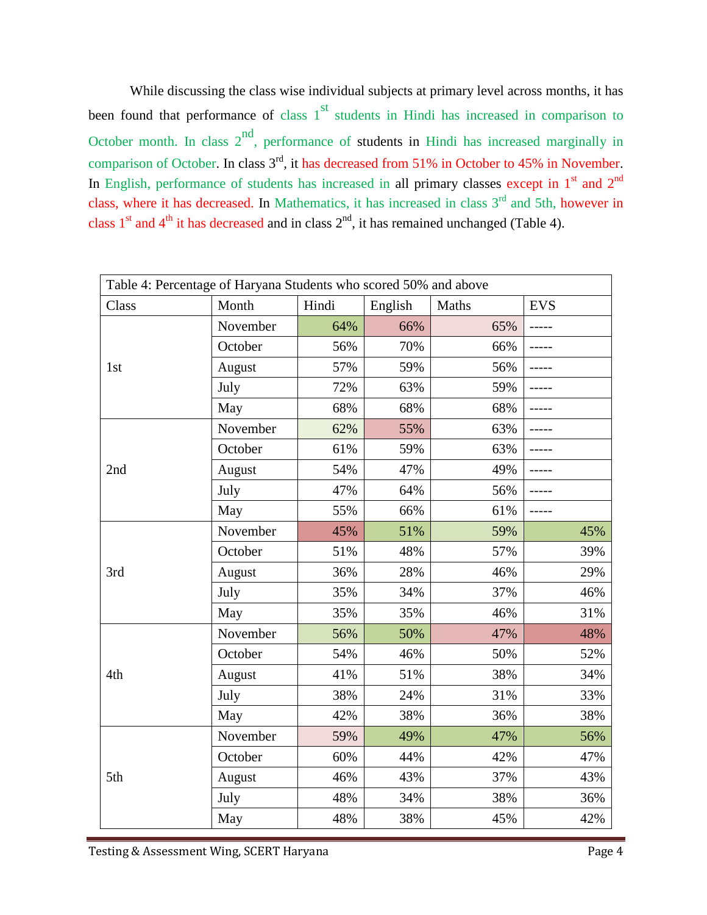While discussing the class wise individual subjects at primary level across months, it has been found that performance of class 1st students in Hindi has increased in comparison to October month. In class 2nd, performance of students in Hindi has increased marginally in comparison of October. In class 3rd, it has decreased from 51% in October to 45% in November. In English, performance of students has increased in all primary classes except in 1st and 2nd class, where it has decreased. In Mathematics, it has increased in class 3rd and 5th, however in class 1st and 4th it has decreased and in class 2nd, it has remained unchanged (Table 4).

| Table 4: Percentage of Haryana Students who scored 50% and above | | | | | |
|---|---|---|---|---|---|
| Class | Month | Hindi | English | Maths | EVS |
| 1st | November | 64% | 66% | 65% | ----- |
| | October | 56% | 70% | 66% | ----- |
| | August | 57% | 59% | 56% | ----- |
| | July | 72% | 63% | 59% | ----- |
| | May | 68% | 68% | 68% | ----- |
| 2nd | November | 62% | 55% | 63% | ----- |
| | October | 61% | 59% | 63% | ----- |
| | August | 54% | 47% | 49% | ----- |
| | July | 47% | 64% | 56% | ----- |
| | May | 55% | 66% | 61% | ----- |
| 3rd | November | 45% | 51% | 59% | 45% |
| | October | 51% | 48% | 57% | 39% |
| | August | 36% | 28% | 46% | 29% |
| | July | 35% | 34% | 37% | 46% |
| | May | 35% | 35% | 46% | 31% |
| 4th | November | 56% | 50% | 47% | 48% |
| | October | 54% | 46% | 50% | 52% |
| | August | 41% | 51% | 38% | 34% |
| | July | 38% | 24% | 31% | 33% |
| | May | 42% | 38% | 36% | 38% |
| 5th | November | 59% | 49% | 47% | 56% |
| | October | 60% | 44% | 42% | 47% |
| | August | 46% | 43% | 37% | 43% |
| | July | 48% | 34% | 38% | 36% |
| | May | 48% | 38% | 45% | 42% |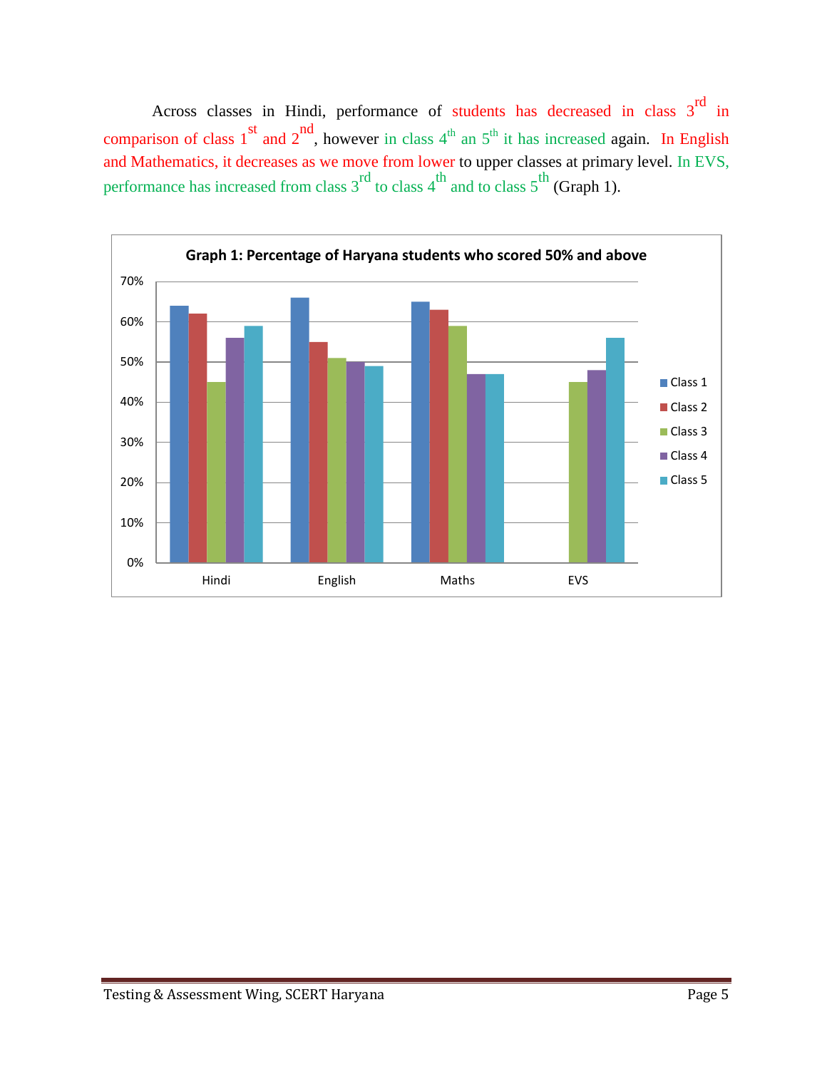Across classes in Hindi, performance of students has decreased in class 3rd in comparison of class 1st and 2nd, however in class 4th an 5th it has increased again. In English and Mathematics, it decreases as we move from lower to upper classes at primary level. In EVS, performance has increased from class 3rd to class 4th and to class 5th (Graph 1).

**Graph 1: Percentage of Haryana students who scored 50% and above**

| Subject | Class 1 | Class 2 | Class 3 | Class 4 | Class 5 |
|---|---|---|---|---|---|
| Hindi | 64% | 62% | 45% | 56% | 59% |
| English | 66% | 55% | 51% | 50% | 49% |
| Maths | 65% | 63% | 59% | 47% | 47% |
| EVS | | | 45% | 48% | 56% |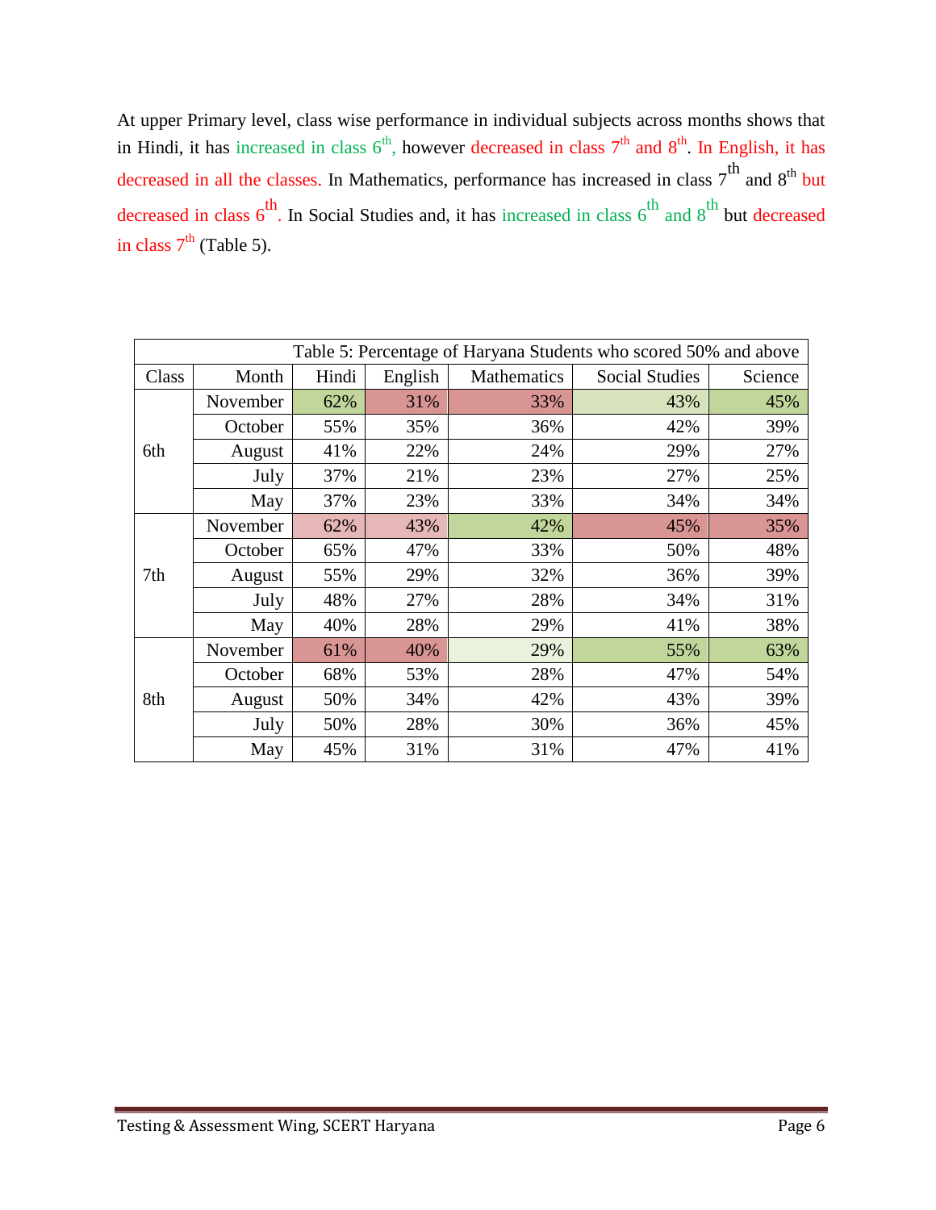At upper Primary level, class wise performance in individual subjects across months shows that in Hindi, it has increased in class 6th, however decreased in class 7th and 8th. In English, it has decreased in all the classes. In Mathematics, performance has increased in class 7th and 8th but decreased in class 6th. In Social Studies and, it has increased in class 6th and 8th but decreased in class 7th (Table 5).

| Table 5: Percentage of Haryana Students who scored 50% and above | | | | | | |
|---|---|---|---|---|---|---|
| Class | Month | Hindi | English | Mathematics | Social Studies | Science |
| 6th | November | 62% | 31% | 33% | 43% | 45% |
| | October | 55% | 35% | 36% | 42% | 39% |
| | August | 41% | 22% | 24% | 29% | 27% |
| | July | 37% | 21% | 23% | 27% | 25% |
| | May | 37% | 23% | 33% | 34% | 34% |
| 7th | November | 62% | 43% | 42% | 45% | 35% |
| | October | 65% | 47% | 33% | 50% | 48% |
| | August | 55% | 29% | 32% | 36% | 39% |
| | July | 48% | 27% | 28% | 34% | 31% |
| | May | 40% | 28% | 29% | 41% | 38% |
| 8th | November | 61% | 40% | 29% | 55% | 63% |
| | October | 68% | 53% | 28% | 47% | 54% |
| | August | 50% | 34% | 42% | 43% | 39% |
| | July | 50% | 28% | 30% | 36% | 45% |
| | May | 45% | 31% | 31% | 47% | 41% |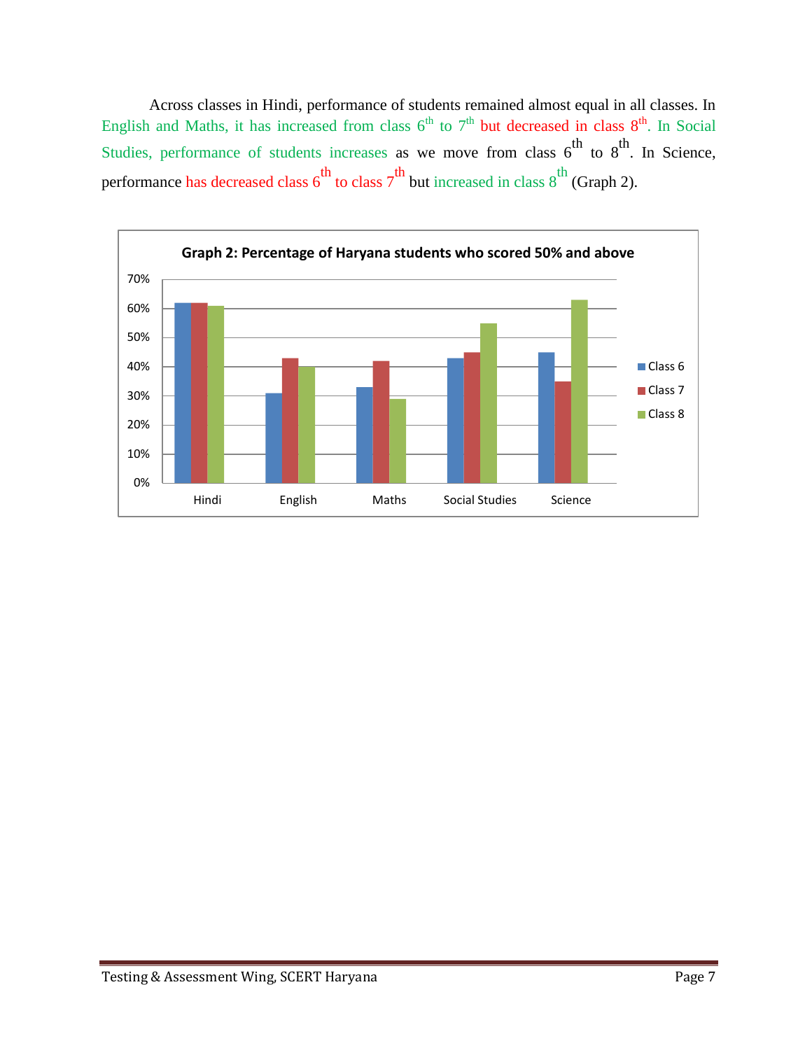Across classes in Hindi, performance of students remained almost equal in all classes. In English and Maths, it has increased from class 6th to 7th but decreased in class 8th. In Social Studies, performance of students increases as we move from class 6th to 8th. In Science, performance has decreased class 6th to class 7th but increased in class 8th (Graph 2).

**Graph 2: Percentage of Haryana students who scored 50% and above**

70%
60%
50%
40%
30%
20%
10%
0%

Hindi
English
Maths
Social Studies
Science

Class 6
Class 7
Class 8